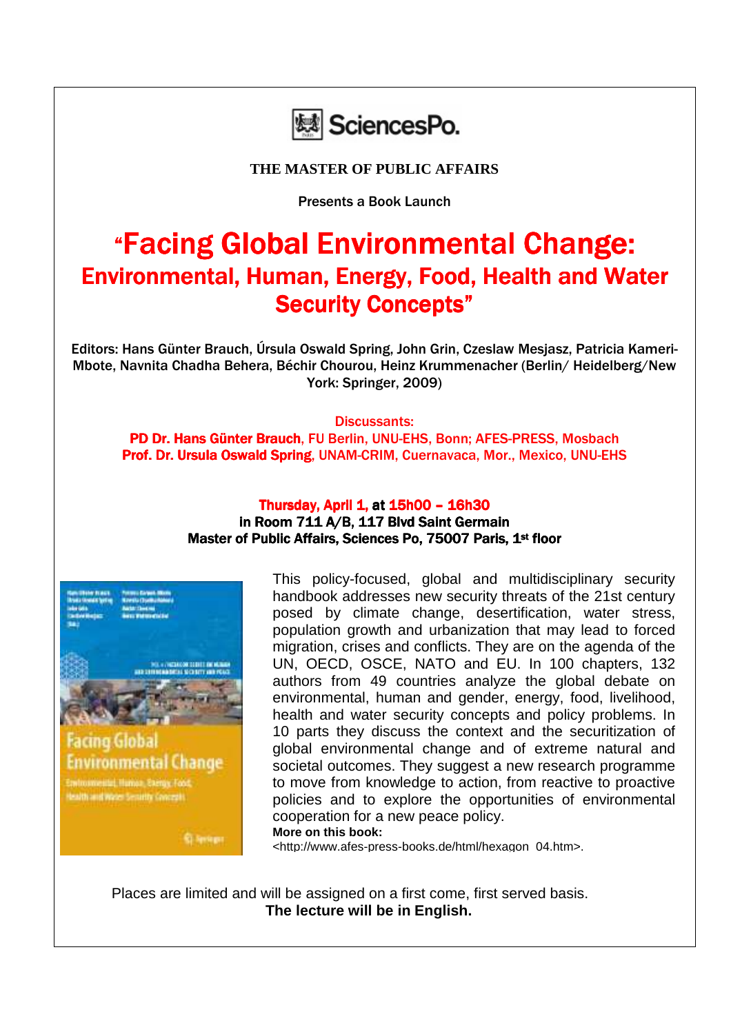SciencesPo.

**THE MASTER OF PUBLIC AFFAIRS**

Presents a Book Launch

# "Facing Global Environmental Change: Environmental, Human, Energy, Food, Health and Water Security Concepts"

Editors: Hans Günter Brauch, Úrsula Oswald Spring, John Grin, Czeslaw Mesjasz, Patricia Kameri-Mbote, Navnita Chadha Behera, Béchir Chourou, Heinz Krummenacher (Berlin/ Heidelberg/New York: Springer, 2009)

Discussants:
**PD Dr. Hans Günter Brauch**, FU Berlin, UNU-EHS, Bonn; AFES-PRESS, Mosbach
**Prof. Dr. Ursula Oswald Spring**, UNAM-CRIM, Cuernavaca, Mor., Mexico, UNU-EHS

**Thursday, April 1, at 15h00 – 16h30**
**in Room 711 A/B, 117 Blvd Saint Germain**
**Master of Public Affairs, Sciences Po, 75007 Paris, 1st floor**

This policy-focused, global and multidisciplinary security handbook addresses new security threats of the 21st century posed by climate change, desertification, water stress, population growth and urbanization that may lead to forced migration, crises and conflicts. They are on the agenda of the UN, OECD, OSCE, NATO and EU. In 100 chapters, 132 authors from 49 countries analyze the global debate on environmental, human and gender, energy, food, livelihood, health and water security concepts and policy problems. In 10 parts they discuss the context and the securitization of global environmental change and of extreme natural and societal outcomes. They suggest a new research programme to move from knowledge to action, from reactive to proactive policies and to explore the opportunities of environmental cooperation for a new peace policy.

**More on this book:**
<http://www.afes-press-books.de/html/hexagon_04.htm>.

Places are limited and will be assigned on a first come, first served basis.
**The lecture will be in English.**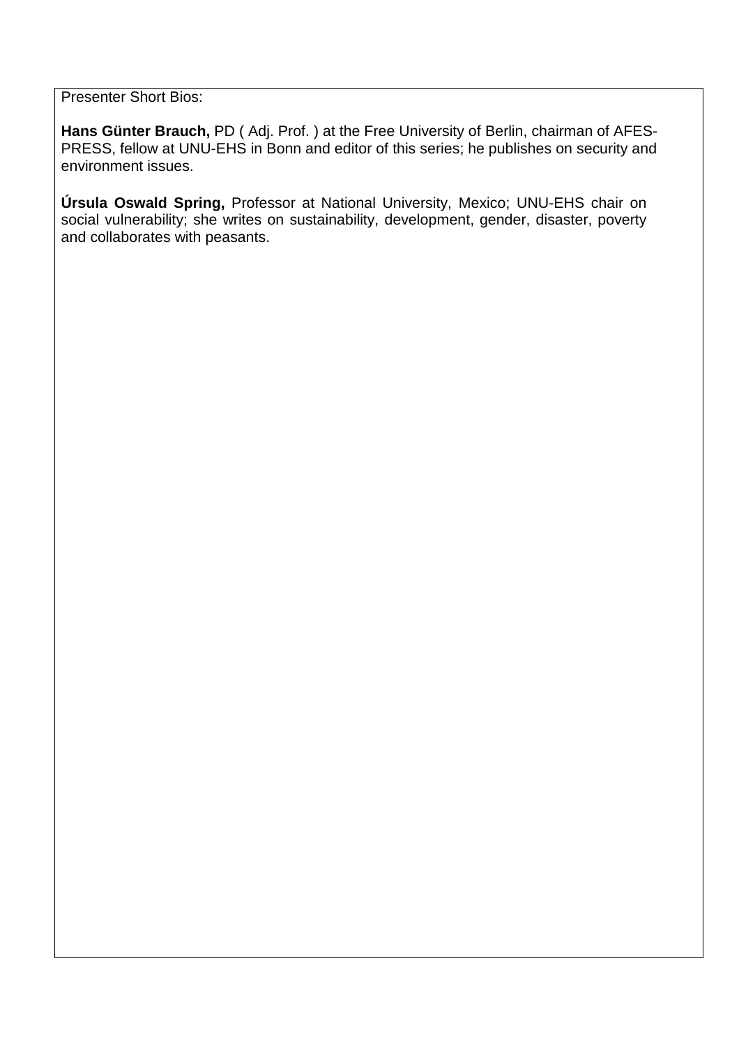Presenter Short Bios:

**Hans Günter Brauch,** PD ( Adj. Prof. ) at the Free University of Berlin, chairman of AFES-PRESS, fellow at UNU-EHS in Bonn and editor of this series; he publishes on security and environment issues.

**Úrsula Oswald Spring,** Professor at National University, Mexico; UNU-EHS chair on social vulnerability; she writes on sustainability, development, gender, disaster, poverty and collaborates with peasants.